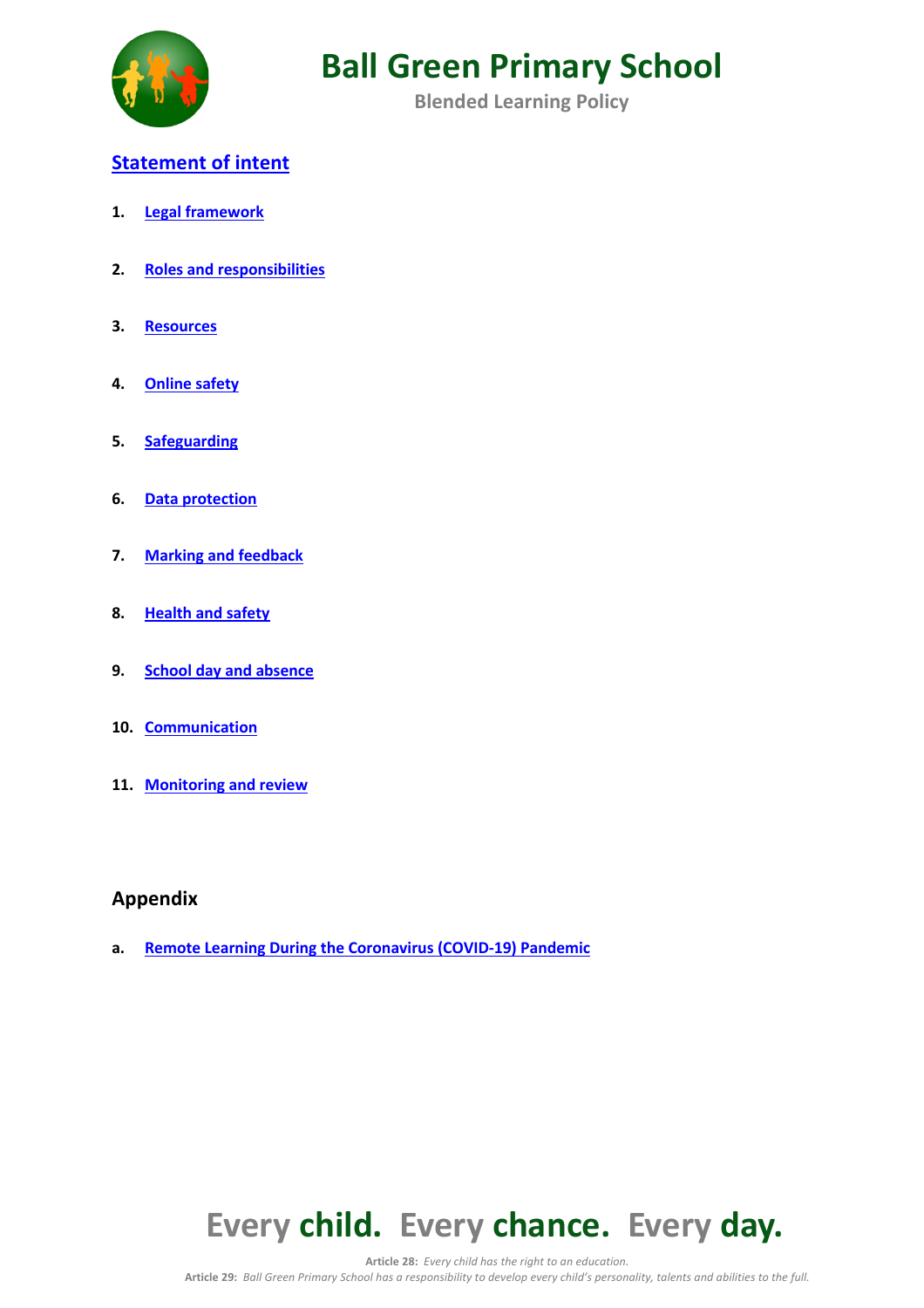# Ball Green Primary School

**Blended Learning Policy**

## Statement of intent

1. Legal framework
2. Roles and responsibilities
3. Resources
4. Online safety
5. Safeguarding
6. Data protection
7. Marking and feedback
8. Health and safety
9. School day and absence
10. Communication
11. Monitoring and review

## Appendix

a. Remote Learning During the Coronavirus (COVID-19) Pandemic

**Every child. Every chance. Every day.**

**Article 28:** *Every child has the right to an education.*

**Article 29:** *Ball Green Primary School has a responsibility to develop every child's personality, talents and abilities to the full.*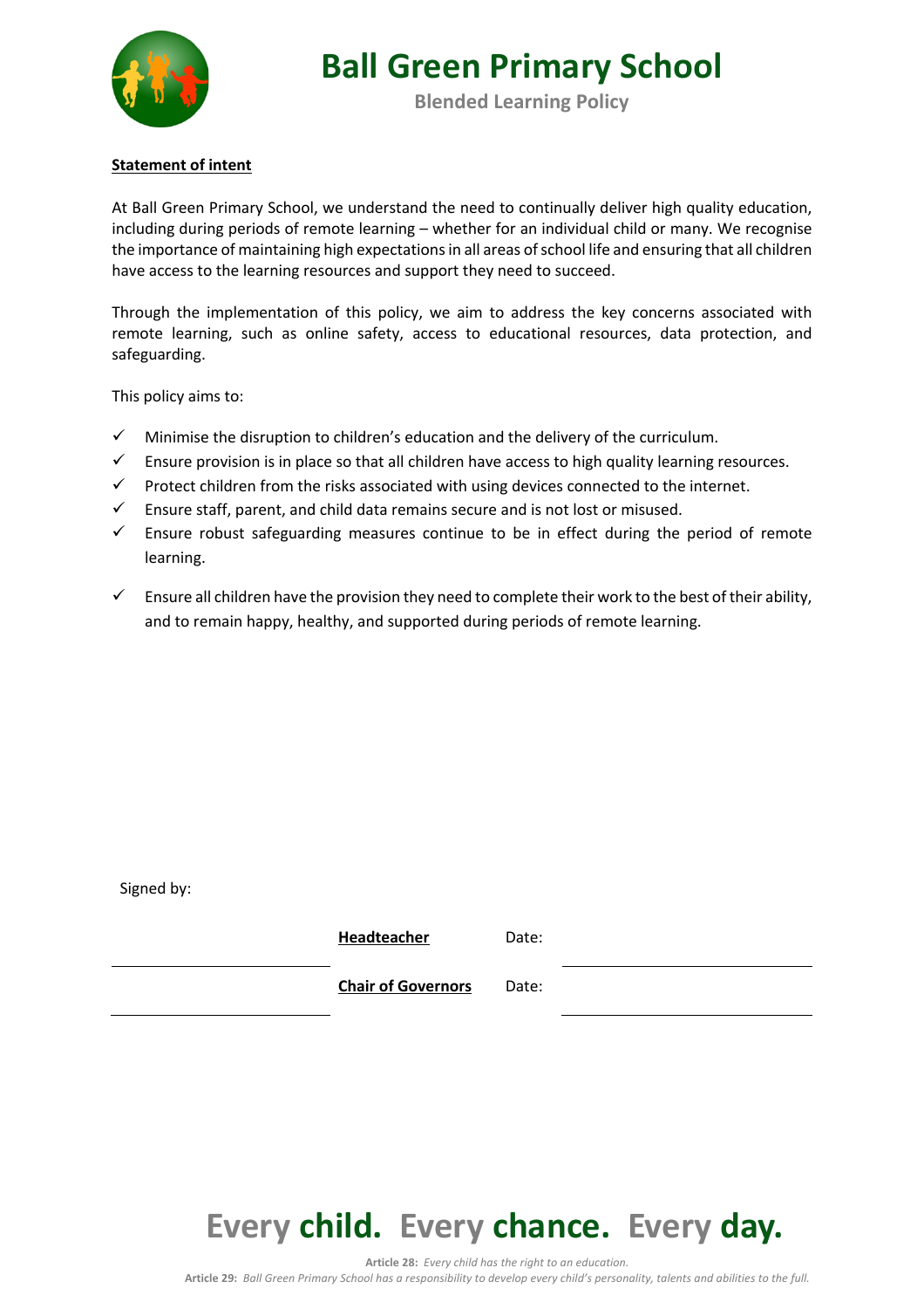**Statement of intent**

At Ball Green Primary School, we understand the need to continually deliver high quality education, including during periods of remote learning – whether for an individual child or many. We recognise the importance of maintaining high expectations in all areas of school life and ensuring that all children have access to the learning resources and support they need to succeed.

Through the implementation of this policy, we aim to address the key concerns associated with remote learning, such as online safety, access to educational resources, data protection, and safeguarding.

This policy aims to:

- ✓ Minimise the disruption to children's education and the delivery of the curriculum.
- ✓ Ensure provision is in place so that all children have access to high quality learning resources.
- ✓ Protect children from the risks associated with using devices connected to the internet.
- ✓ Ensure staff, parent, and child data remains secure and is not lost or misused.
- ✓ Ensure robust safeguarding measures continue to be in effect during the period of remote learning.
- ✓ Ensure all children have the provision they need to complete their work to the best of their ability, and to remain happy, healthy, and supported during periods of remote learning.

Signed by:

| | | | |
|---|---|---|---|
| ____________________ | **Headteacher** | Date: | ____________________ |
| ____________________ | **Chair of Governors** | Date: | ____________________ |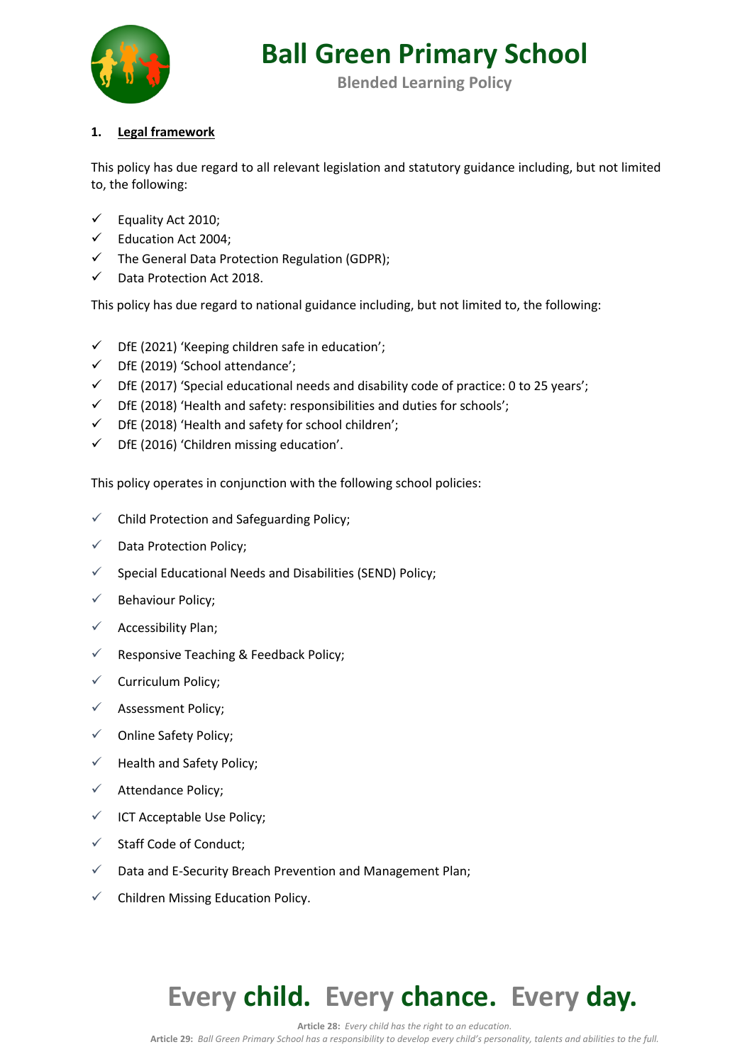## 1. Legal framework

This policy has due regard to all relevant legislation and statutory guidance including, but not limited to, the following:

- ✓ Equality Act 2010;
- ✓ Education Act 2004;
- ✓ The General Data Protection Regulation (GDPR);
- ✓ Data Protection Act 2018.

This policy has due regard to national guidance including, but not limited to, the following:

- ✓ DfE (2021) 'Keeping children safe in education';
- ✓ DfE (2019) 'School attendance';
- ✓ DfE (2017) 'Special educational needs and disability code of practice: 0 to 25 years';
- ✓ DfE (2018) 'Health and safety: responsibilities and duties for schools';
- ✓ DfE (2018) 'Health and safety for school children';
- ✓ DfE (2016) 'Children missing education'.

This policy operates in conjunction with the following school policies:

- ✓ Child Protection and Safeguarding Policy;
- ✓ Data Protection Policy;
- ✓ Special Educational Needs and Disabilities (SEND) Policy;
- ✓ Behaviour Policy;
- ✓ Accessibility Plan;
- ✓ Responsive Teaching & Feedback Policy;
- ✓ Curriculum Policy;
- ✓ Assessment Policy;
- ✓ Online Safety Policy;
- ✓ Health and Safety Policy;
- ✓ Attendance Policy;
- ✓ ICT Acceptable Use Policy;
- ✓ Staff Code of Conduct;
- ✓ Data and E-Security Breach Prevention and Management Plan;
- ✓ Children Missing Education Policy.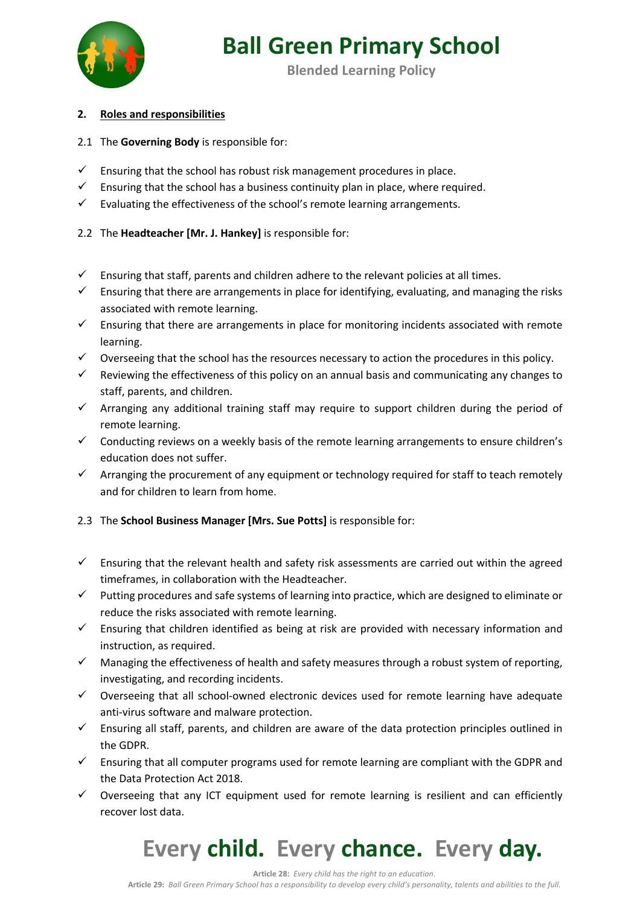## 2. Roles and responsibilities

2.1 The **Governing Body** is responsible for:

- ✓ Ensuring that the school has robust risk management procedures in place.
- ✓ Ensuring that the school has a business continuity plan in place, where required.
- ✓ Evaluating the effectiveness of the school's remote learning arrangements.

2.2 The **Headteacher [Mr. J. Hankey]** is responsible for:

- ✓ Ensuring that staff, parents and children adhere to the relevant policies at all times.
- ✓ Ensuring that there are arrangements in place for identifying, evaluating, and managing the risks associated with remote learning.
- ✓ Ensuring that there are arrangements in place for monitoring incidents associated with remote learning.
- ✓ Overseeing that the school has the resources necessary to action the procedures in this policy.
- ✓ Reviewing the effectiveness of this policy on an annual basis and communicating any changes to staff, parents, and children.
- ✓ Arranging any additional training staff may require to support children during the period of remote learning.
- ✓ Conducting reviews on a weekly basis of the remote learning arrangements to ensure children's education does not suffer.
- ✓ Arranging the procurement of any equipment or technology required for staff to teach remotely and for children to learn from home.

2.3 The **School Business Manager [Mrs. Sue Potts]** is responsible for:

- ✓ Ensuring that the relevant health and safety risk assessments are carried out within the agreed timeframes, in collaboration with the Headteacher.
- ✓ Putting procedures and safe systems of learning into practice, which are designed to eliminate or reduce the risks associated with remote learning.
- ✓ Ensuring that children identified as being at risk are provided with necessary information and instruction, as required.
- ✓ Managing the effectiveness of health and safety measures through a robust system of reporting, investigating, and recording incidents.
- ✓ Overseeing that all school-owned electronic devices used for remote learning have adequate anti-virus software and malware protection.
- ✓ Ensuring all staff, parents, and children are aware of the data protection principles outlined in the GDPR.
- ✓ Ensuring that all computer programs used for remote learning are compliant with the GDPR and the Data Protection Act 2018.
- ✓ Overseeing that any ICT equipment used for remote learning is resilient and can efficiently recover lost data.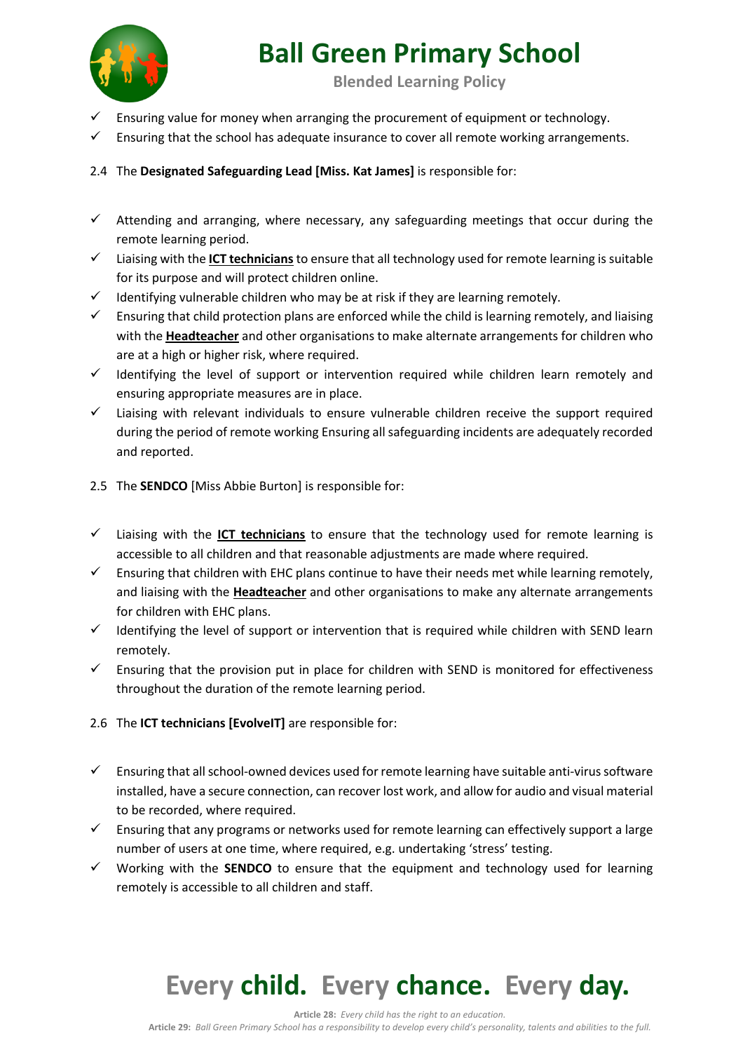- ✓ Ensuring value for money when arranging the procurement of equipment or technology.
- ✓ Ensuring that the school has adequate insurance to cover all remote working arrangements.

2.4 The **Designated Safeguarding Lead [Miss. Kat James]** is responsible for:

- ✓ Attending and arranging, where necessary, any safeguarding meetings that occur during the remote learning period.
- ✓ Liaising with the **ICT technicians** to ensure that all technology used for remote learning is suitable for its purpose and will protect children online.
- ✓ Identifying vulnerable children who may be at risk if they are learning remotely.
- ✓ Ensuring that child protection plans are enforced while the child is learning remotely, and liaising with the **Headteacher** and other organisations to make alternate arrangements for children who are at a high or higher risk, where required.
- ✓ Identifying the level of support or intervention required while children learn remotely and ensuring appropriate measures are in place.
- ✓ Liaising with relevant individuals to ensure vulnerable children receive the support required during the period of remote working Ensuring all safeguarding incidents are adequately recorded and reported.

2.5 The **SENDCO** [Miss Abbie Burton] is responsible for:

- ✓ Liaising with the **ICT technicians** to ensure that the technology used for remote learning is accessible to all children and that reasonable adjustments are made where required.
- ✓ Ensuring that children with EHC plans continue to have their needs met while learning remotely, and liaising with the **Headteacher** and other organisations to make any alternate arrangements for children with EHC plans.
- ✓ Identifying the level of support or intervention that is required while children with SEND learn remotely.
- ✓ Ensuring that the provision put in place for children with SEND is monitored for effectiveness throughout the duration of the remote learning period.

2.6 The **ICT technicians [EvolveIT]** are responsible for:

- ✓ Ensuring that all school-owned devices used for remote learning have suitable anti-virus software installed, have a secure connection, can recover lost work, and allow for audio and visual material to be recorded, where required.
- ✓ Ensuring that any programs or networks used for remote learning can effectively support a large number of users at one time, where required, e.g. undertaking 'stress' testing.
- ✓ Working with the **SENDCO** to ensure that the equipment and technology used for learning remotely is accessible to all children and staff.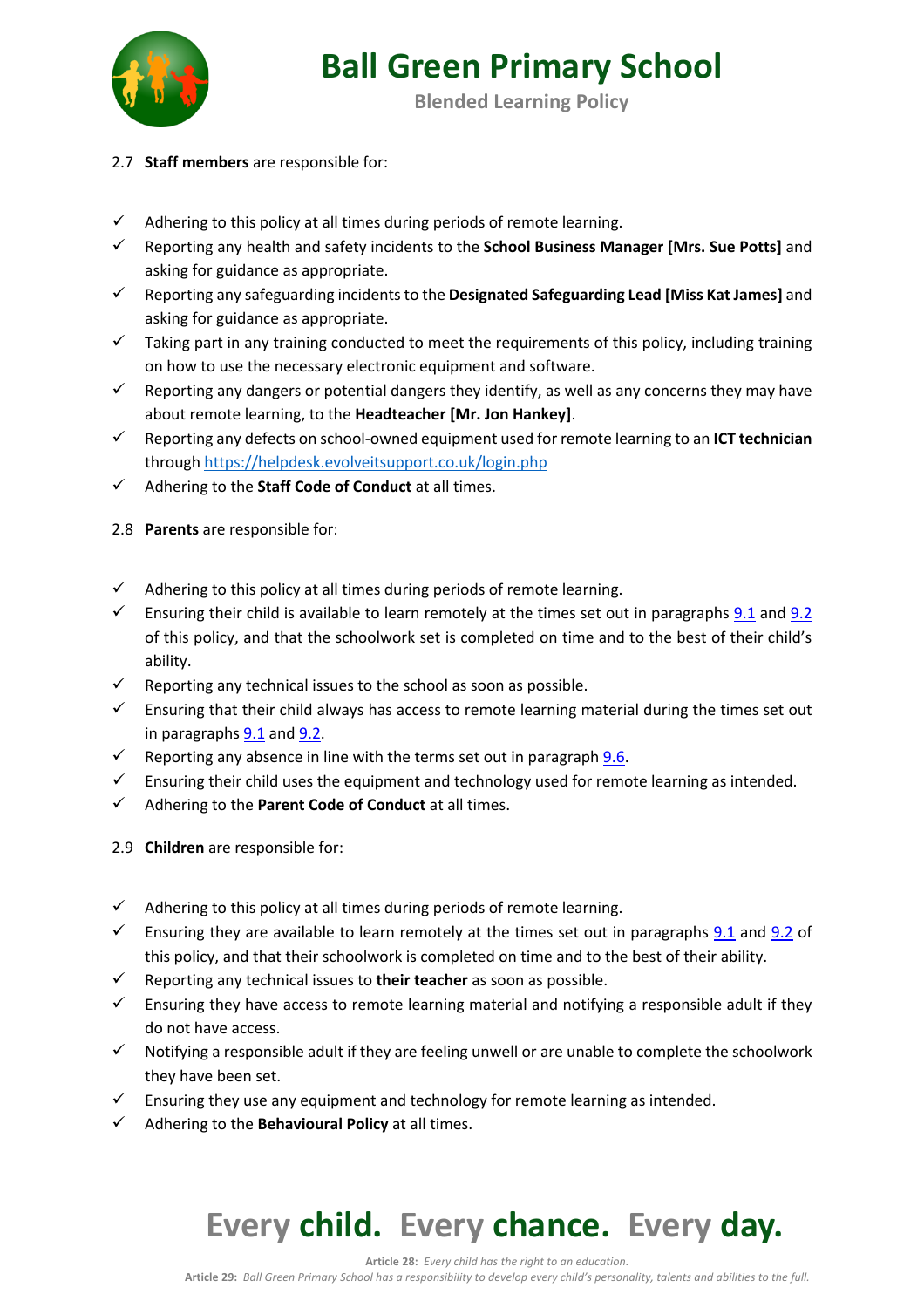2.7 **Staff members** are responsible for:

- ✓ Adhering to this policy at all times during periods of remote learning.
- ✓ Reporting any health and safety incidents to the **School Business Manager [Mrs. Sue Potts]** and asking for guidance as appropriate.
- ✓ Reporting any safeguarding incidents to the **Designated Safeguarding Lead [Miss Kat James]** and asking for guidance as appropriate.
- ✓ Taking part in any training conducted to meet the requirements of this policy, including training on how to use the necessary electronic equipment and software.
- ✓ Reporting any dangers or potential dangers they identify, as well as any concerns they may have about remote learning, to the **Headteacher [Mr. Jon Hankey]**.
- ✓ Reporting any defects on school-owned equipment used for remote learning to an **ICT technician** through https://helpdesk.evolveitsupport.co.uk/login.php
- ✓ Adhering to the **Staff Code of Conduct** at all times.

2.8 **Parents** are responsible for:

- ✓ Adhering to this policy at all times during periods of remote learning.
- ✓ Ensuring their child is available to learn remotely at the times set out in paragraphs 9.1 and 9.2 of this policy, and that the schoolwork set is completed on time and to the best of their child's ability.
- ✓ Reporting any technical issues to the school as soon as possible.
- ✓ Ensuring that their child always has access to remote learning material during the times set out in paragraphs 9.1 and 9.2.
- ✓ Reporting any absence in line with the terms set out in paragraph 9.6.
- ✓ Ensuring their child uses the equipment and technology used for remote learning as intended.
- ✓ Adhering to the **Parent Code of Conduct** at all times.

2.9 **Children** are responsible for:

- ✓ Adhering to this policy at all times during periods of remote learning.
- ✓ Ensuring they are available to learn remotely at the times set out in paragraphs 9.1 and 9.2 of this policy, and that their schoolwork is completed on time and to the best of their ability.
- ✓ Reporting any technical issues to **their teacher** as soon as possible.
- ✓ Ensuring they have access to remote learning material and notifying a responsible adult if they do not have access.
- ✓ Notifying a responsible adult if they are feeling unwell or are unable to complete the schoolwork they have been set.
- ✓ Ensuring they use any equipment and technology for remote learning as intended.
- ✓ Adhering to the **Behavioural Policy** at all times.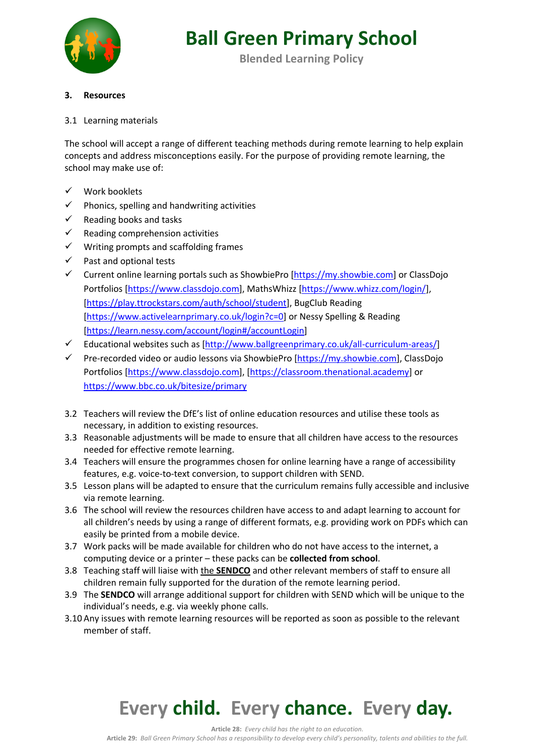## 3. Resources

3.1 Learning materials

The school will accept a range of different teaching methods during remote learning to help explain concepts and address misconceptions easily. For the purpose of providing remote learning, the school may make use of:

- ✓ Work booklets
- ✓ Phonics, spelling and handwriting activities
- ✓ Reading books and tasks
- ✓ Reading comprehension activities
- ✓ Writing prompts and scaffolding frames
- ✓ Past and optional tests
- ✓ Current online learning portals such as ShowbiePro [https://my.showbie.com] or ClassDojo Portfolios [https://www.classdojo.com], MathsWhizz [https://www.whizz.com/login/], [https://play.ttrockstars.com/auth/school/student], BugClub Reading [https://www.activelearnprimary.co.uk/login?c=0] or Nessy Spelling & Reading [https://learn.nessy.com/account/login#/accountLogin]
- ✓ Educational websites such as [http://www.ballgreenprimary.co.uk/all-curriculum-areas/]
- ✓ Pre-recorded video or audio lessons via ShowbiePro [https://my.showbie.com], ClassDojo Portfolios [https://www.classdojo.com], [https://classroom.thenational.academy] or https://www.bbc.co.uk/bitesize/primary

3.2 Teachers will review the DfE's list of online education resources and utilise these tools as necessary, in addition to existing resources.

3.3 Reasonable adjustments will be made to ensure that all children have access to the resources needed for effective remote learning.

3.4 Teachers will ensure the programmes chosen for online learning have a range of accessibility features, e.g. voice-to-text conversion, to support children with SEND.

3.5 Lesson plans will be adapted to ensure that the curriculum remains fully accessible and inclusive via remote learning.

3.6 The school will review the resources children have access to and adapt learning to account for all children's needs by using a range of different formats, e.g. providing work on PDFs which can easily be printed from a mobile device.

3.7 Work packs will be made available for children who do not have access to the internet, a computing device or a printer – these packs can be **collected from school**.

3.8 Teaching staff will liaise with the **SENDCO** and other relevant members of staff to ensure all children remain fully supported for the duration of the remote learning period.

3.9 The **SENDCO** will arrange additional support for children with SEND which will be unique to the individual's needs, e.g. via weekly phone calls.

3.10 Any issues with remote learning resources will be reported as soon as possible to the relevant member of staff.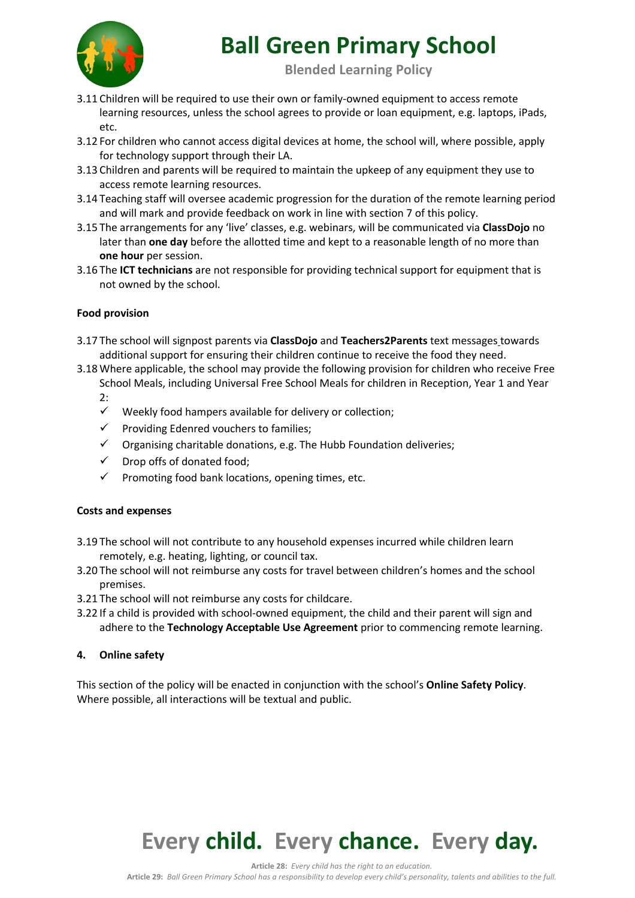3.11 Children will be required to use their own or family-owned equipment to access remote learning resources, unless the school agrees to provide or loan equipment, e.g. laptops, iPads, etc.

3.12 For children who cannot access digital devices at home, the school will, where possible, apply for technology support through their LA.

3.13 Children and parents will be required to maintain the upkeep of any equipment they use to access remote learning resources.

3.14 Teaching staff will oversee academic progression for the duration of the remote learning period and will mark and provide feedback on work in line with section 7 of this policy.

3.15 The arrangements for any 'live' classes, e.g. webinars, will be communicated via **ClassDojo** no later than **one day** before the allotted time and kept to a reasonable length of no more than **one hour** per session.

3.16 The **ICT technicians** are not responsible for providing technical support for equipment that is not owned by the school.

**Food provision**

3.17 The school will signpost parents via **ClassDojo** and **Teachers2Parents** text messages towards additional support for ensuring their children continue to receive the food they need.

3.18 Where applicable, the school may provide the following provision for children who receive Free School Meals, including Universal Free School Meals for children in Reception, Year 1 and Year 2:

- ✓ Weekly food hampers available for delivery or collection;
- ✓ Providing Edenred vouchers to families;
- ✓ Organising charitable donations, e.g. The Hubb Foundation deliveries;
- ✓ Drop offs of donated food;
- ✓ Promoting food bank locations, opening times, etc.

**Costs and expenses**

3.19 The school will not contribute to any household expenses incurred while children learn remotely, e.g. heating, lighting, or council tax.

3.20 The school will not reimburse any costs for travel between children's homes and the school premises.

3.21 The school will not reimburse any costs for childcare.

3.22 If a child is provided with school-owned equipment, the child and their parent will sign and adhere to the **Technology Acceptable Use Agreement** prior to commencing remote learning.

## 4. Online safety

This section of the policy will be enacted in conjunction with the school's **Online Safety Policy**. Where possible, all interactions will be textual and public.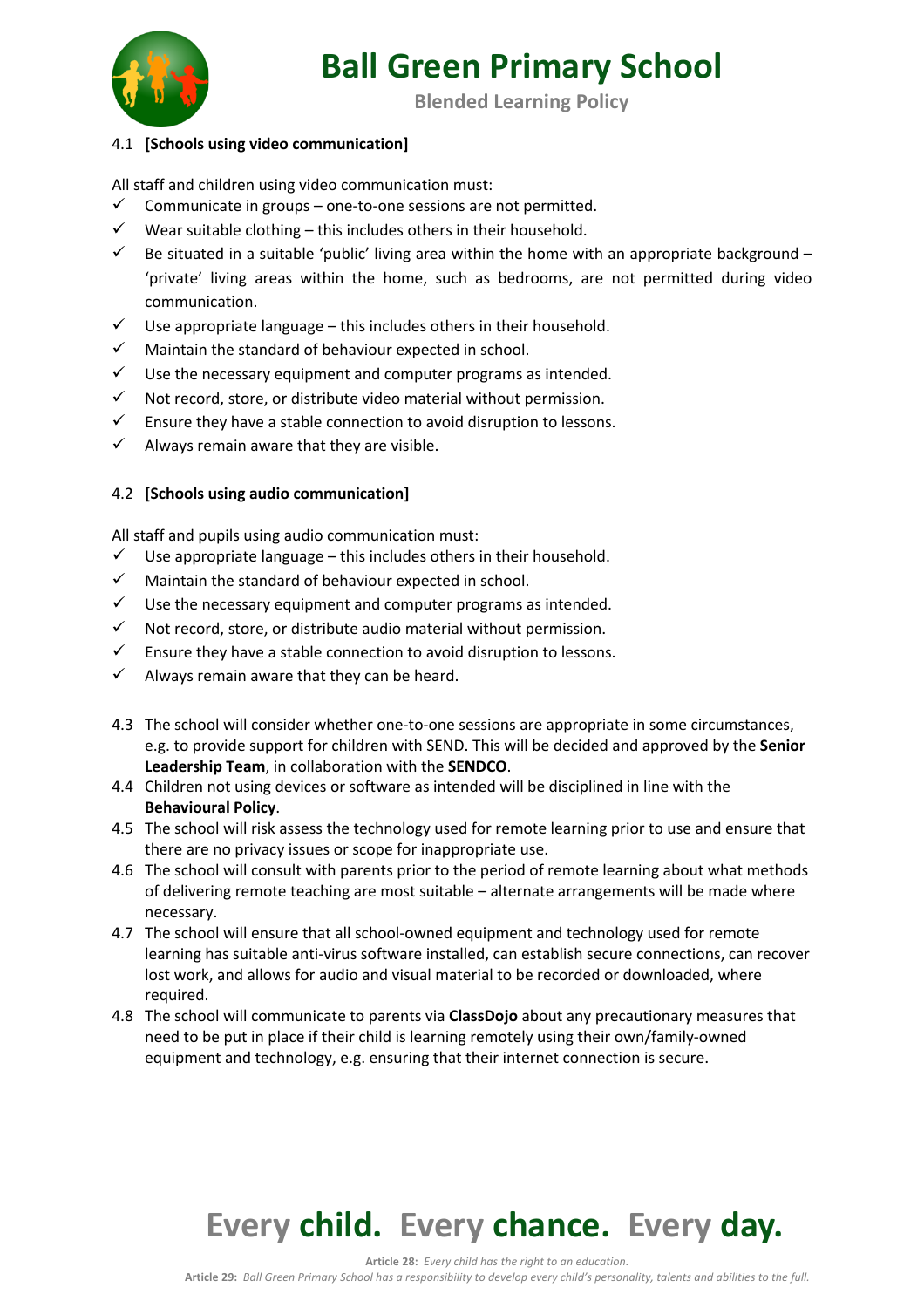4.1 **[Schools using video communication]**

All staff and children using video communication must:

- ✓ Communicate in groups – one-to-one sessions are not permitted.
- ✓ Wear suitable clothing – this includes others in their household.
- ✓ Be situated in a suitable 'public' living area within the home with an appropriate background – 'private' living areas within the home, such as bedrooms, are not permitted during video communication.
- ✓ Use appropriate language – this includes others in their household.
- ✓ Maintain the standard of behaviour expected in school.
- ✓ Use the necessary equipment and computer programs as intended.
- ✓ Not record, store, or distribute video material without permission.
- ✓ Ensure they have a stable connection to avoid disruption to lessons.
- ✓ Always remain aware that they are visible.

4.2 **[Schools using audio communication]**

All staff and pupils using audio communication must:

- ✓ Use appropriate language – this includes others in their household.
- ✓ Maintain the standard of behaviour expected in school.
- ✓ Use the necessary equipment and computer programs as intended.
- ✓ Not record, store, or distribute audio material without permission.
- ✓ Ensure they have a stable connection to avoid disruption to lessons.
- ✓ Always remain aware that they can be heard.

4.3 The school will consider whether one-to-one sessions are appropriate in some circumstances, e.g. to provide support for children with SEND. This will be decided and approved by the **Senior Leadership Team**, in collaboration with the **SENDCO**.

4.4 Children not using devices or software as intended will be disciplined in line with the **Behavioural Policy**.

4.5 The school will risk assess the technology used for remote learning prior to use and ensure that there are no privacy issues or scope for inappropriate use.

4.6 The school will consult with parents prior to the period of remote learning about what methods of delivering remote teaching are most suitable – alternate arrangements will be made where necessary.

4.7 The school will ensure that all school-owned equipment and technology used for remote learning has suitable anti-virus software installed, can establish secure connections, can recover lost work, and allows for audio and visual material to be recorded or downloaded, where required.

4.8 The school will communicate to parents via **ClassDojo** about any precautionary measures that need to be put in place if their child is learning remotely using their own/family-owned equipment and technology, e.g. ensuring that their internet connection is secure.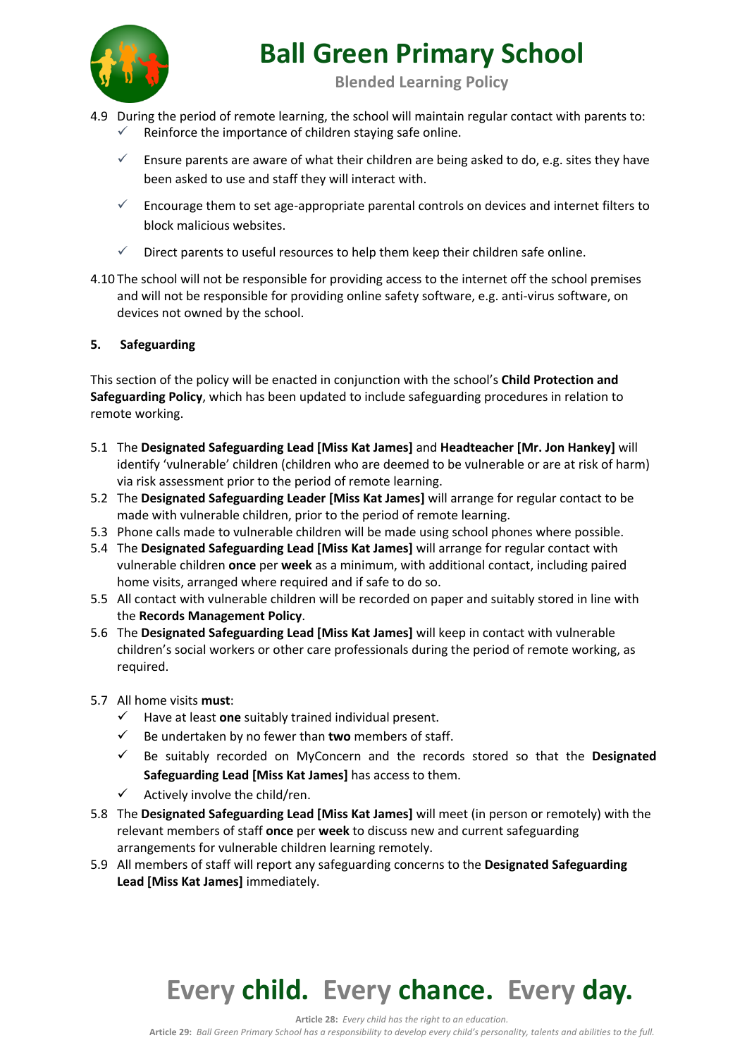4.9 During the period of remote learning, the school will maintain regular contact with parents to:
   - ✓ Reinforce the importance of children staying safe online.
   - ✓ Ensure parents are aware of what their children are being asked to do, e.g. sites they have been asked to use and staff they will interact with.
   - ✓ Encourage them to set age-appropriate parental controls on devices and internet filters to block malicious websites.
   - ✓ Direct parents to useful resources to help them keep their children safe online.

4.10 The school will not be responsible for providing access to the internet off the school premises and will not be responsible for providing online safety software, e.g. anti-virus software, on devices not owned by the school.

## 5. Safeguarding

This section of the policy will be enacted in conjunction with the school's **Child Protection and Safeguarding Policy**, which has been updated to include safeguarding procedures in relation to remote working.

5.1 The **Designated Safeguarding Lead [Miss Kat James]** and **Headteacher [Mr. Jon Hankey]** will identify 'vulnerable' children (children who are deemed to be vulnerable or are at risk of harm) via risk assessment prior to the period of remote learning.

5.2 The **Designated Safeguarding Leader [Miss Kat James]** will arrange for regular contact to be made with vulnerable children, prior to the period of remote learning.

5.3 Phone calls made to vulnerable children will be made using school phones where possible.

5.4 The **Designated Safeguarding Lead [Miss Kat James]** will arrange for regular contact with vulnerable children **once** per **week** as a minimum, with additional contact, including paired home visits, arranged where required and if safe to do so.

5.5 All contact with vulnerable children will be recorded on paper and suitably stored in line with the **Records Management Policy**.

5.6 The **Designated Safeguarding Lead [Miss Kat James]** will keep in contact with vulnerable children's social workers or other care professionals during the period of remote working, as required.

5.7 All home visits **must**:
   - ✓ Have at least **one** suitably trained individual present.
   - ✓ Be undertaken by no fewer than **two** members of staff.
   - ✓ Be suitably recorded on MyConcern and the records stored so that the **Designated Safeguarding Lead [Miss Kat James]** has access to them.
   - ✓ Actively involve the child/ren.

5.8 The **Designated Safeguarding Lead [Miss Kat James]** will meet (in person or remotely) with the relevant members of staff **once** per **week** to discuss new and current safeguarding arrangements for vulnerable children learning remotely.

5.9 All members of staff will report any safeguarding concerns to the **Designated Safeguarding Lead [Miss Kat James]** immediately.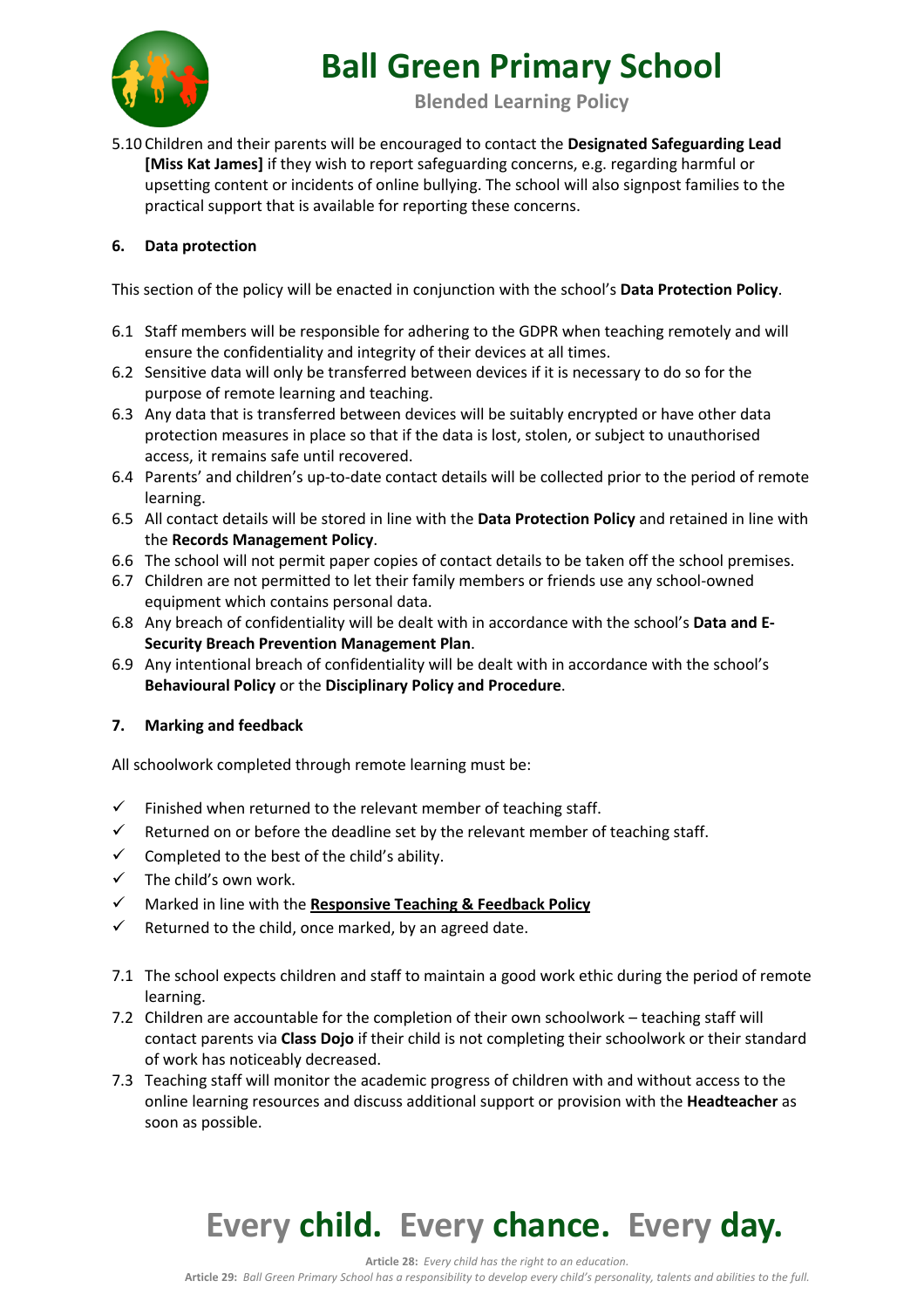5.10 Children and their parents will be encouraged to contact the **Designated Safeguarding Lead [Miss Kat James]** if they wish to report safeguarding concerns, e.g. regarding harmful or upsetting content or incidents of online bullying. The school will also signpost families to the practical support that is available for reporting these concerns.

## 6. Data protection

This section of the policy will be enacted in conjunction with the school's **Data Protection Policy**.

6.1 Staff members will be responsible for adhering to the GDPR when teaching remotely and will ensure the confidentiality and integrity of their devices at all times.

6.2 Sensitive data will only be transferred between devices if it is necessary to do so for the purpose of remote learning and teaching.

6.3 Any data that is transferred between devices will be suitably encrypted or have other data protection measures in place so that if the data is lost, stolen, or subject to unauthorised access, it remains safe until recovered.

6.4 Parents' and children's up-to-date contact details will be collected prior to the period of remote learning.

6.5 All contact details will be stored in line with the **Data Protection Policy** and retained in line with the **Records Management Policy**.

6.6 The school will not permit paper copies of contact details to be taken off the school premises.

6.7 Children are not permitted to let their family members or friends use any school-owned equipment which contains personal data.

6.8 Any breach of confidentiality will be dealt with in accordance with the school's **Data and E-Security Breach Prevention Management Plan**.

6.9 Any intentional breach of confidentiality will be dealt with in accordance with the school's **Behavioural Policy** or the **Disciplinary Policy and Procedure**.

## 7. Marking and feedback

All schoolwork completed through remote learning must be:

- ✓ Finished when returned to the relevant member of teaching staff.
- ✓ Returned on or before the deadline set by the relevant member of teaching staff.
- ✓ Completed to the best of the child's ability.
- ✓ The child's own work.
- ✓ Marked in line with the **Responsive Teaching & Feedback Policy**
- ✓ Returned to the child, once marked, by an agreed date.

7.1 The school expects children and staff to maintain a good work ethic during the period of remote learning.

7.2 Children are accountable for the completion of their own schoolwork – teaching staff will contact parents via **Class Dojo** if their child is not completing their schoolwork or their standard of work has noticeably decreased.

7.3 Teaching staff will monitor the academic progress of children with and without access to the online learning resources and discuss additional support or provision with the **Headteacher** as soon as possible.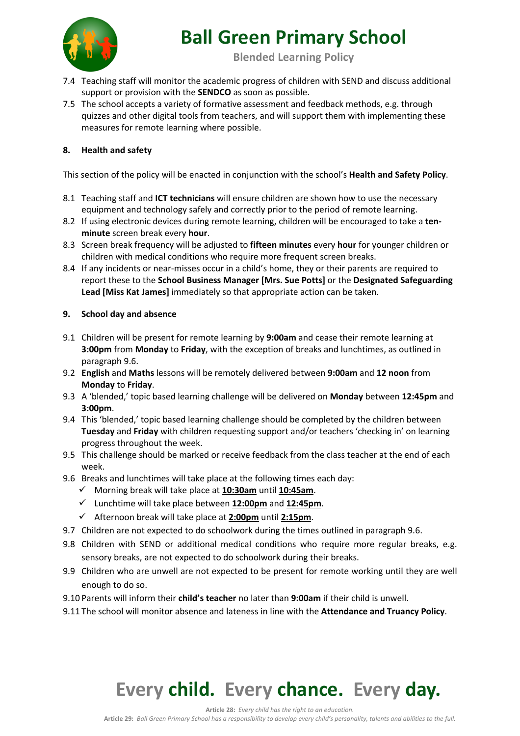7.4 Teaching staff will monitor the academic progress of children with SEND and discuss additional support or provision with the **SENDCO** as soon as possible.

7.5 The school accepts a variety of formative assessment and feedback methods, e.g. through quizzes and other digital tools from teachers, and will support them with implementing these measures for remote learning where possible.

## 8. Health and safety

This section of the policy will be enacted in conjunction with the school's **Health and Safety Policy**.

8.1 Teaching staff and **ICT technicians** will ensure children are shown how to use the necessary equipment and technology safely and correctly prior to the period of remote learning.

8.2 If using electronic devices during remote learning, children will be encouraged to take a **ten-minute** screen break every **hour**.

8.3 Screen break frequency will be adjusted to **fifteen minutes** every **hour** for younger children or children with medical conditions who require more frequent screen breaks.

8.4 If any incidents or near-misses occur in a child's home, they or their parents are required to report these to the **School Business Manager [Mrs. Sue Potts]** or the **Designated Safeguarding Lead [Miss Kat James]** immediately so that appropriate action can be taken.

## 9. School day and absence

9.1 Children will be present for remote learning by **9:00am** and cease their remote learning at **3:00pm** from **Monday** to **Friday**, with the exception of breaks and lunchtimes, as outlined in paragraph 9.6.

9.2 **English** and **Maths** lessons will be remotely delivered between **9:00am** and **12 noon** from **Monday** to **Friday**.

9.3 A 'blended,' topic based learning challenge will be delivered on **Monday** between **12:45pm** and **3:00pm**.

9.4 This 'blended,' topic based learning challenge should be completed by the children between **Tuesday** and **Friday** with children requesting support and/or teachers 'checking in' on learning progress throughout the week.

9.5 This challenge should be marked or receive feedback from the class teacher at the end of each week.

9.6 Breaks and lunchtimes will take place at the following times each day:
- ✓ Morning break will take place at **10:30am** until **10:45am**.
- ✓ Lunchtime will take place between **12:00pm** and **12:45pm**.
- ✓ Afternoon break will take place at **2:00pm** until **2:15pm**.

9.7 Children are not expected to do schoolwork during the times outlined in paragraph 9.6.

9.8 Children with SEND or additional medical conditions who require more regular breaks, e.g. sensory breaks, are not expected to do schoolwork during their breaks.

9.9 Children who are unwell are not expected to be present for remote working until they are well enough to do so.

9.10 Parents will inform their **child's teacher** no later than **9:00am** if their child is unwell.

9.11 The school will monitor absence and lateness in line with the **Attendance and Truancy Policy**.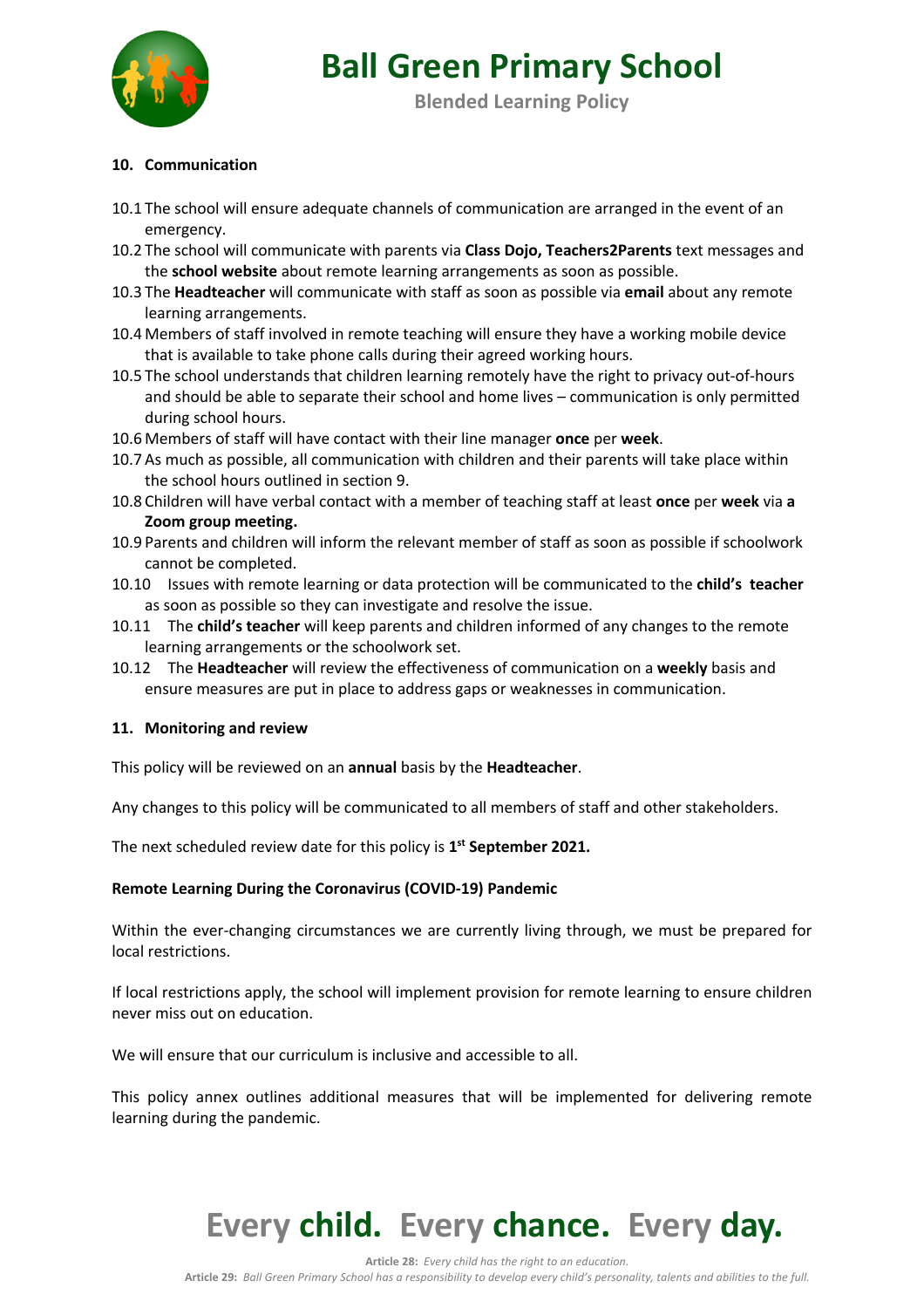## 10. Communication

10.1 The school will ensure adequate channels of communication are arranged in the event of an emergency.

10.2 The school will communicate with parents via **Class Dojo, Teachers2Parents** text messages and the **school website** about remote learning arrangements as soon as possible.

10.3 The **Headteacher** will communicate with staff as soon as possible via **email** about any remote learning arrangements.

10.4 Members of staff involved in remote teaching will ensure they have a working mobile device that is available to take phone calls during their agreed working hours.

10.5 The school understands that children learning remotely have the right to privacy out-of-hours and should be able to separate their school and home lives – communication is only permitted during school hours.

10.6 Members of staff will have contact with their line manager **once** per **week**.

10.7 As much as possible, all communication with children and their parents will take place within the school hours outlined in section 9.

10.8 Children will have verbal contact with a member of teaching staff at least **once** per **week** via **a Zoom group meeting.**

10.9 Parents and children will inform the relevant member of staff as soon as possible if schoolwork cannot be completed.

10.10 Issues with remote learning or data protection will be communicated to the **child's teacher** as soon as possible so they can investigate and resolve the issue.

10.11 The **child's teacher** will keep parents and children informed of any changes to the remote learning arrangements or the schoolwork set.

10.12 The **Headteacher** will review the effectiveness of communication on a **weekly** basis and ensure measures are put in place to address gaps or weaknesses in communication.

## 11. Monitoring and review

This policy will be reviewed on an **annual** basis by the **Headteacher**.

Any changes to this policy will be communicated to all members of staff and other stakeholders.

The next scheduled review date for this policy is **1st September 2021.**

**Remote Learning During the Coronavirus (COVID-19) Pandemic**

Within the ever-changing circumstances we are currently living through, we must be prepared for local restrictions.

If local restrictions apply, the school will implement provision for remote learning to ensure children never miss out on education.

We will ensure that our curriculum is inclusive and accessible to all.

This policy annex outlines additional measures that will be implemented for delivering remote learning during the pandemic.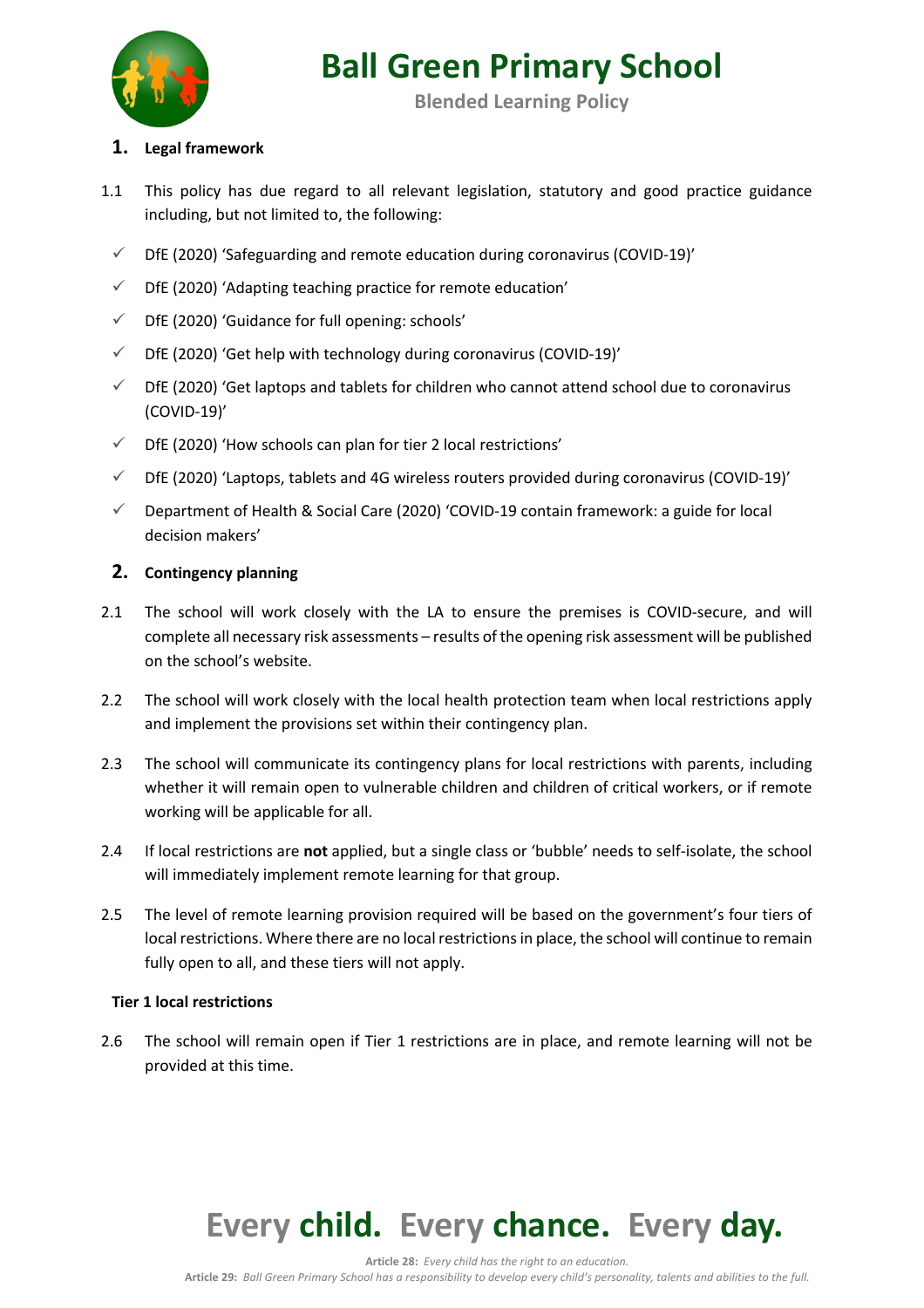# Ball Green Primary School

**Blended Learning Policy**

## 1. Legal framework

1.1 This policy has due regard to all relevant legislation, statutory and good practice guidance including, but not limited to, the following:

- ✓ DfE (2020) 'Safeguarding and remote education during coronavirus (COVID-19)'
- ✓ DfE (2020) 'Adapting teaching practice for remote education'
- ✓ DfE (2020) 'Guidance for full opening: schools'
- ✓ DfE (2020) 'Get help with technology during coronavirus (COVID-19)'
- ✓ DfE (2020) 'Get laptops and tablets for children who cannot attend school due to coronavirus (COVID-19)'
- ✓ DfE (2020) 'How schools can plan for tier 2 local restrictions'
- ✓ DfE (2020) 'Laptops, tablets and 4G wireless routers provided during coronavirus (COVID-19)'
- ✓ Department of Health & Social Care (2020) 'COVID-19 contain framework: a guide for local decision makers'

## 2. Contingency planning

2.1 The school will work closely with the LA to ensure the premises is COVID-secure, and will complete all necessary risk assessments – results of the opening risk assessment will be published on the school's website.

2.2 The school will work closely with the local health protection team when local restrictions apply and implement the provisions set within their contingency plan.

2.3 The school will communicate its contingency plans for local restrictions with parents, including whether it will remain open to vulnerable children and children of critical workers, or if remote working will be applicable for all.

2.4 If local restrictions are **not** applied, but a single class or 'bubble' needs to self-isolate, the school will immediately implement remote learning for that group.

2.5 The level of remote learning provision required will be based on the government's four tiers of local restrictions. Where there are no local restrictions in place, the school will continue to remain fully open to all, and these tiers will not apply.

### Tier 1 local restrictions

2.6 The school will remain open if Tier 1 restrictions are in place, and remote learning will not be provided at this time.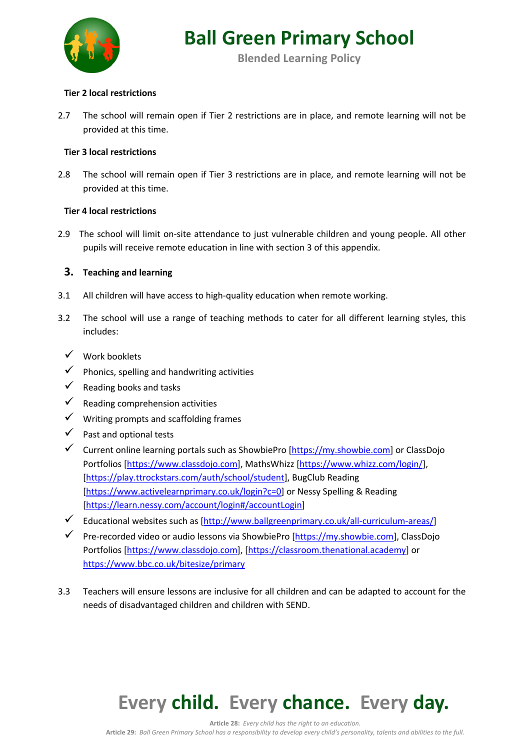**Tier 2 local restrictions**

2.7 The school will remain open if Tier 2 restrictions are in place, and remote learning will not be provided at this time.

**Tier 3 local restrictions**

2.8 The school will remain open if Tier 3 restrictions are in place, and remote learning will not be provided at this time.

**Tier 4 local restrictions**

2.9 The school will limit on-site attendance to just vulnerable children and young people. All other pupils will receive remote education in line with section 3 of this appendix.

## 3. Teaching and learning

3.1 All children will have access to high-quality education when remote working.

3.2 The school will use a range of teaching methods to cater for all different learning styles, this includes:

- ✓ Work booklets
- ✓ Phonics, spelling and handwriting activities
- ✓ Reading books and tasks
- ✓ Reading comprehension activities
- ✓ Writing prompts and scaffolding frames
- ✓ Past and optional tests
- ✓ Current online learning portals such as ShowbiePro [https://my.showbie.com] or ClassDojo Portfolios [https://www.classdojo.com], MathsWhizz [https://www.whizz.com/login/], [https://play.ttrockstars.com/auth/school/student], BugClub Reading [https://www.activelearnprimary.co.uk/login?c=0] or Nessy Spelling & Reading [https://learn.nessy.com/account/login#/accountLogin]
- ✓ Educational websites such as [http://www.ballgreenprimary.co.uk/all-curriculum-areas/]
- ✓ Pre-recorded video or audio lessons via ShowbiePro [https://my.showbie.com], ClassDojo Portfolios [https://www.classdojo.com], [https://classroom.thenational.academy] or https://www.bbc.co.uk/bitesize/primary

3.3 Teachers will ensure lessons are inclusive for all children and can be adapted to account for the needs of disadvantaged children and children with SEND.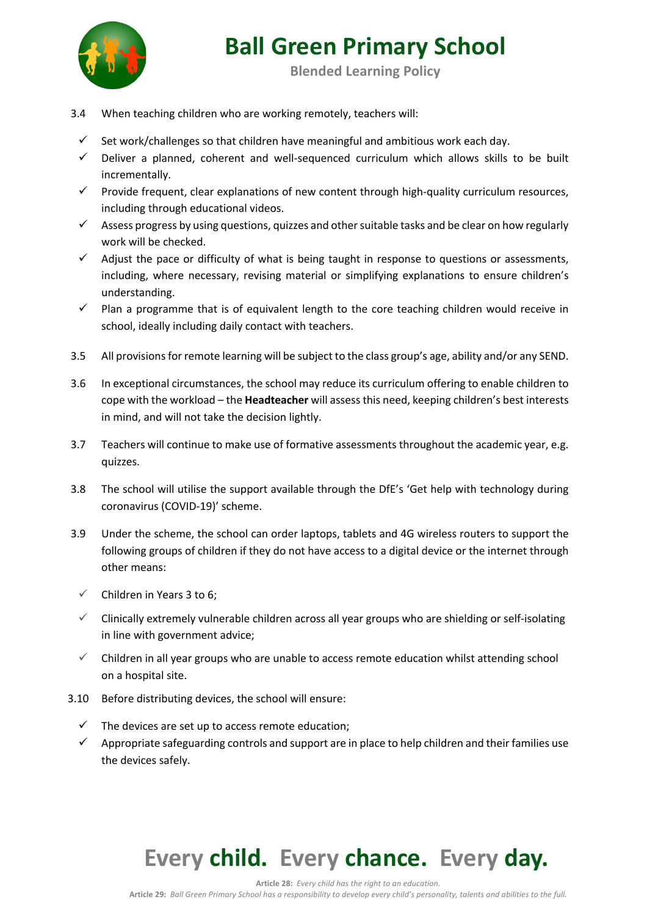3.4 When teaching children who are working remotely, teachers will:

- ✓ Set work/challenges so that children have meaningful and ambitious work each day.
- ✓ Deliver a planned, coherent and well-sequenced curriculum which allows skills to be built incrementally.
- ✓ Provide frequent, clear explanations of new content through high-quality curriculum resources, including through educational videos.
- ✓ Assess progress by using questions, quizzes and other suitable tasks and be clear on how regularly work will be checked.
- ✓ Adjust the pace or difficulty of what is being taught in response to questions or assessments, including, where necessary, revising material or simplifying explanations to ensure children's understanding.
- ✓ Plan a programme that is of equivalent length to the core teaching children would receive in school, ideally including daily contact with teachers.

3.5 All provisions for remote learning will be subject to the class group's age, ability and/or any SEND.

3.6 In exceptional circumstances, the school may reduce its curriculum offering to enable children to cope with the workload – the **Headteacher** will assess this need, keeping children's best interests in mind, and will not take the decision lightly.

3.7 Teachers will continue to make use of formative assessments throughout the academic year, e.g. quizzes.

3.8 The school will utilise the support available through the DfE's 'Get help with technology during coronavirus (COVID-19)' scheme.

3.9 Under the scheme, the school can order laptops, tablets and 4G wireless routers to support the following groups of children if they do not have access to a digital device or the internet through other means:

- ✓ Children in Years 3 to 6;
- ✓ Clinically extremely vulnerable children across all year groups who are shielding or self-isolating in line with government advice;
- ✓ Children in all year groups who are unable to access remote education whilst attending school on a hospital site.

3.10 Before distributing devices, the school will ensure:

- ✓ The devices are set up to access remote education;
- ✓ Appropriate safeguarding controls and support are in place to help children and their families use the devices safely.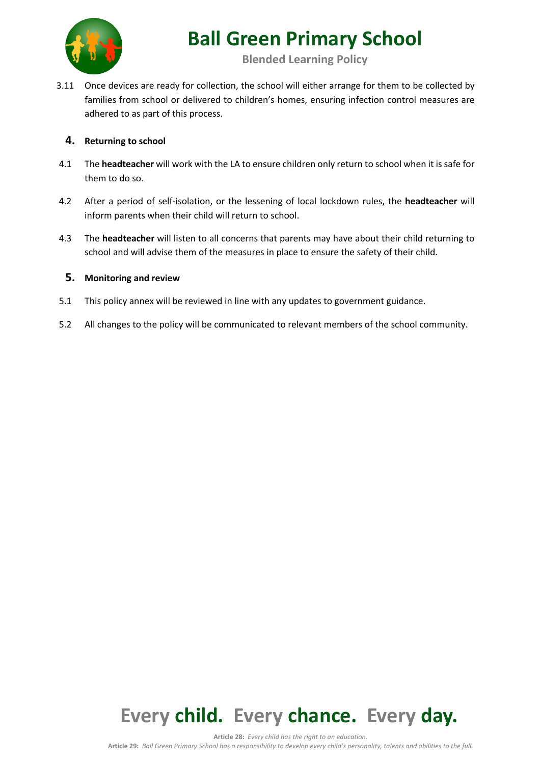3.11 Once devices are ready for collection, the school will either arrange for them to be collected by families from school or delivered to children's homes, ensuring infection control measures are adhered to as part of this process.

## 4. Returning to school

4.1 The **headteacher** will work with the LA to ensure children only return to school when it is safe for them to do so.

4.2 After a period of self-isolation, or the lessening of local lockdown rules, the **headteacher** will inform parents when their child will return to school.

4.3 The **headteacher** will listen to all concerns that parents may have about their child returning to school and will advise them of the measures in place to ensure the safety of their child.

## 5. Monitoring and review

5.1 This policy annex will be reviewed in line with any updates to government guidance.

5.2 All changes to the policy will be communicated to relevant members of the school community.